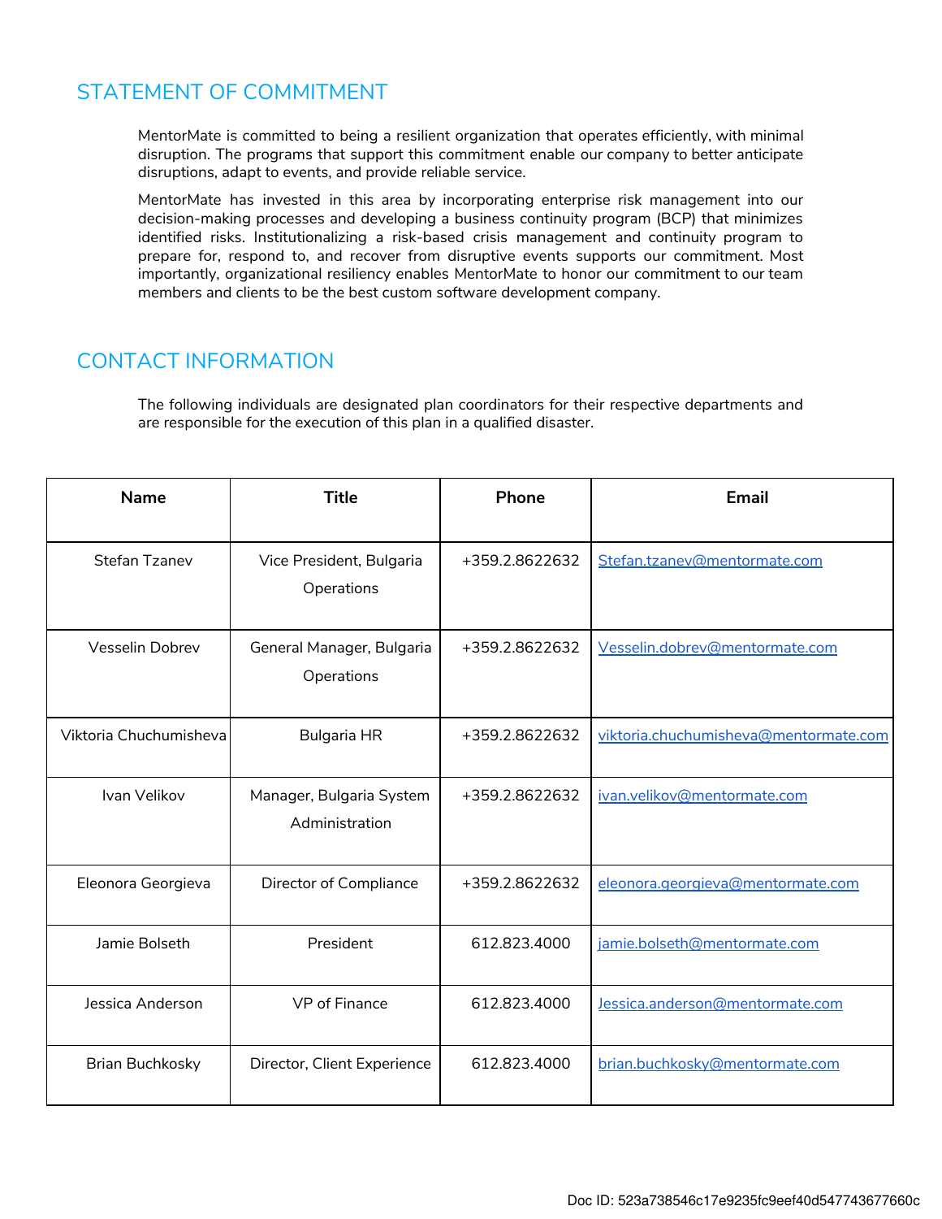## STATEMENT OF COMMITMENT

MentorMate is committed to being a resilient organization that operates efficiently, with minimal disruption. The programs that support this commitment enable our company to better anticipate disruptions, adapt to events, and provide reliable service.

MentorMate has invested in this area by incorporating enterprise risk management into our decision-making processes and developing a business continuity program (BCP) that minimizes identified risks. Institutionalizing a risk-based crisis management and continuity program to prepare for, respond to, and recover from disruptive events supports our commitment. Most importantly, organizational resiliency enables MentorMate to honor our commitment to our team members and clients to be the best custom software development company.

## CONTACT INFORMATION

The following individuals are designated plan coordinators for their respective departments and are responsible for the execution of this plan in a qualified disaster.

| Name | Title | Phone | Email |
|---|---|---|---|
| Stefan Tzanev | Vice President, Bulgaria Operations | +359.2.8622632 | Stefan.tzanev@mentormate.com |
| Vesselin Dobrev | General Manager, Bulgaria Operations | +359.2.8622632 | Vesselin.dobrev@mentormate.com |
| Viktoria Chuchumisheva | Bulgaria HR | +359.2.8622632 | viktoria.chuchumisheva@mentormate.com |
| Ivan Velikov | Manager, Bulgaria System Administration | +359.2.8622632 | ivan.velikov@mentormate.com |
| Eleonora Georgieva | Director of Compliance | +359.2.8622632 | eleonora.georgieva@mentormate.com |
| Jamie Bolseth | President | 612.823.4000 | jamie.bolseth@mentormate.com |
| Jessica Anderson | VP of Finance | 612.823.4000 | Jessica.anderson@mentormate.com |
| Brian Buchkosky | Director, Client Experience | 612.823.4000 | brian.buchkosky@mentormate.com |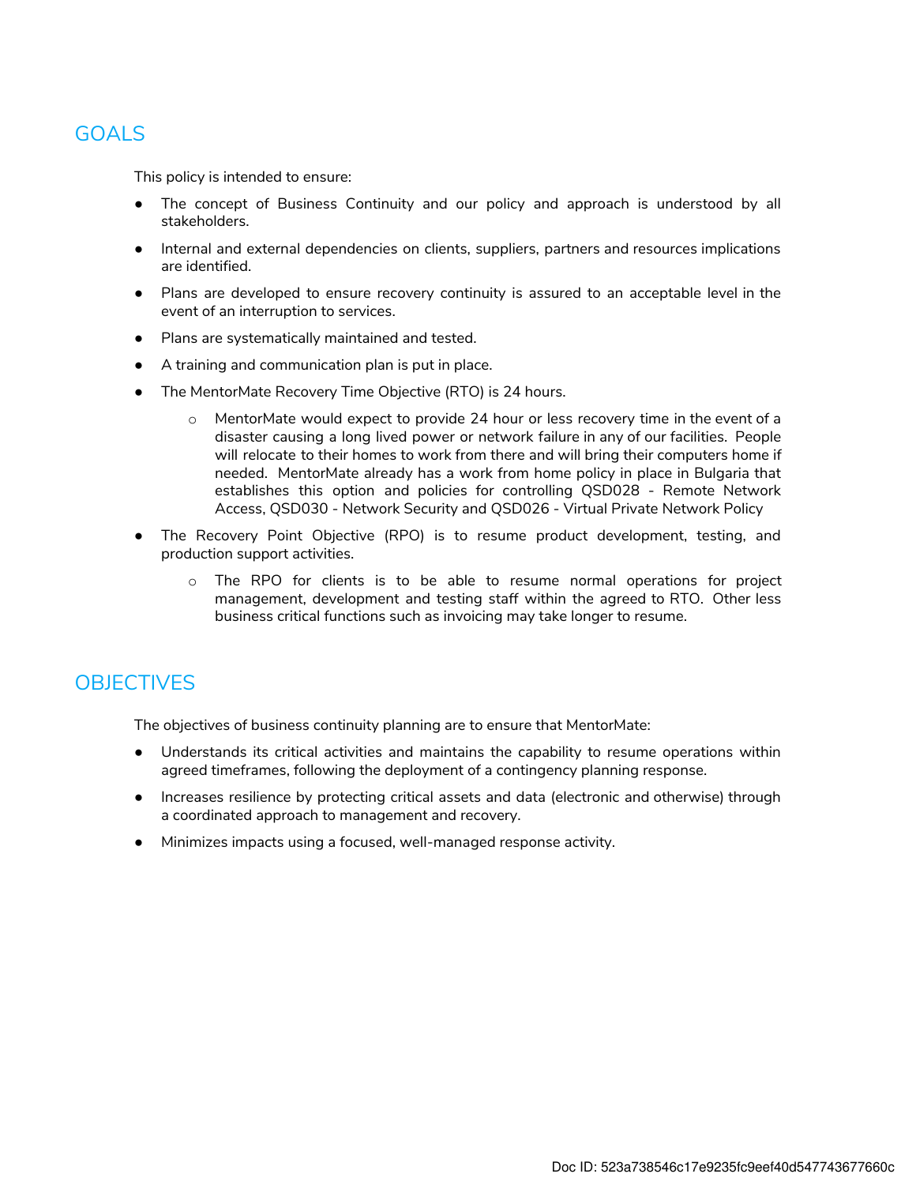## GOALS

This policy is intended to ensure:

- The concept of Business Continuity and our policy and approach is understood by all stakeholders.
- Internal and external dependencies on clients, suppliers, partners and resources implications are identified.
- Plans are developed to ensure recovery continuity is assured to an acceptable level in the event of an interruption to services.
- Plans are systematically maintained and tested.
- A training and communication plan is put in place.
- The MentorMate Recovery Time Objective (RTO) is 24 hours.
    - MentorMate would expect to provide 24 hour or less recovery time in the event of a disaster causing a long lived power or network failure in any of our facilities. People will relocate to their homes to work from there and will bring their computers home if needed. MentorMate already has a work from home policy in place in Bulgaria that establishes this option and policies for controlling QSD028 - Remote Network Access, QSD030 - Network Security and QSD026 - Virtual Private Network Policy
- The Recovery Point Objective (RPO) is to resume product development, testing, and production support activities.
    - The RPO for clients is to be able to resume normal operations for project management, development and testing staff within the agreed to RTO. Other less business critical functions such as invoicing may take longer to resume.

## OBJECTIVES

The objectives of business continuity planning are to ensure that MentorMate:

- Understands its critical activities and maintains the capability to resume operations within agreed timeframes, following the deployment of a contingency planning response.
- Increases resilience by protecting critical assets and data (electronic and otherwise) through a coordinated approach to management and recovery.
- Minimizes impacts using a focused, well-managed response activity.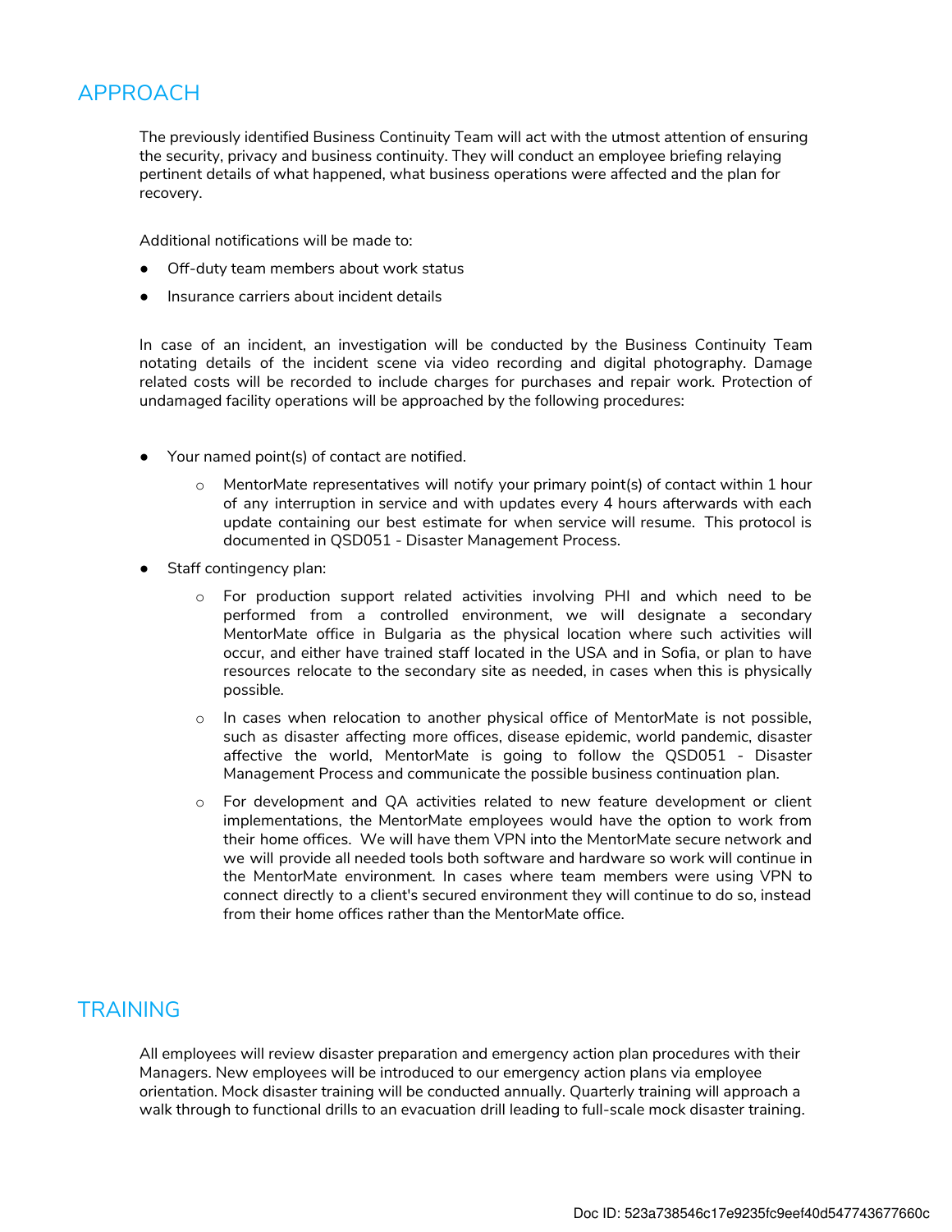## APPROACH

The previously identified Business Continuity Team will act with the utmost attention of ensuring the security, privacy and business continuity. They will conduct an employee briefing relaying pertinent details of what happened, what business operations were affected and the plan for recovery.

Additional notifications will be made to:

- Off-duty team members about work status
- Insurance carriers about incident details

In case of an incident, an investigation will be conducted by the Business Continuity Team notating details of the incident scene via video recording and digital photography. Damage related costs will be recorded to include charges for purchases and repair work. Protection of undamaged facility operations will be approached by the following procedures:

- Your named point(s) of contact are notified.
    - MentorMate representatives will notify your primary point(s) of contact within 1 hour of any interruption in service and with updates every 4 hours afterwards with each update containing our best estimate for when service will resume. This protocol is documented in QSD051 - Disaster Management Process.
- Staff contingency plan:
    - For production support related activities involving PHI and which need to be performed from a controlled environment, we will designate a secondary MentorMate office in Bulgaria as the physical location where such activities will occur, and either have trained staff located in the USA and in Sofia, or plan to have resources relocate to the secondary site as needed, in cases when this is physically possible.
    - In cases when relocation to another physical office of MentorMate is not possible, such as disaster affecting more offices, disease epidemic, world pandemic, disaster affective the world, MentorMate is going to follow the QSD051 - Disaster Management Process and communicate the possible business continuation plan.
    - For development and QA activities related to new feature development or client implementations, the MentorMate employees would have the option to work from their home offices. We will have them VPN into the MentorMate secure network and we will provide all needed tools both software and hardware so work will continue in the MentorMate environment. In cases where team members were using VPN to connect directly to a client's secured environment they will continue to do so, instead from their home offices rather than the MentorMate office.

## TRAINING

All employees will review disaster preparation and emergency action plan procedures with their Managers. New employees will be introduced to our emergency action plans via employee orientation. Mock disaster training will be conducted annually. Quarterly training will approach a walk through to functional drills to an evacuation drill leading to full-scale mock disaster training.

Doc ID: 523a738546c17e9235fc9eef40d547743677660c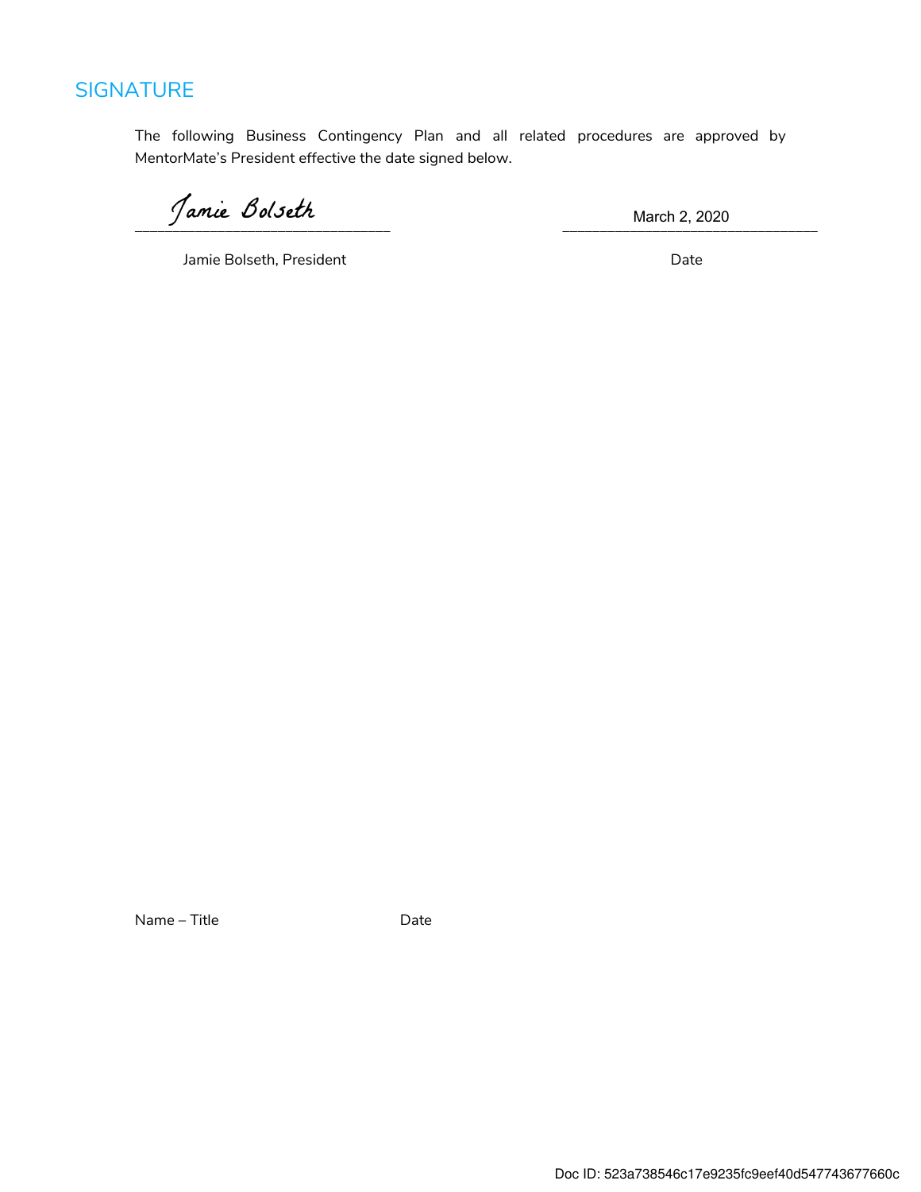## SIGNATURE

The following Business Contingency Plan and all related procedures are approved by MentorMate's President effective the date signed below.

Jamie Bolseth ______________________________ March 2, 2020 ______________________________

Jamie Bolseth, President Date

Name – Title Date

Doc ID: 523a738546c17e9235fc9eef40d547743677660c